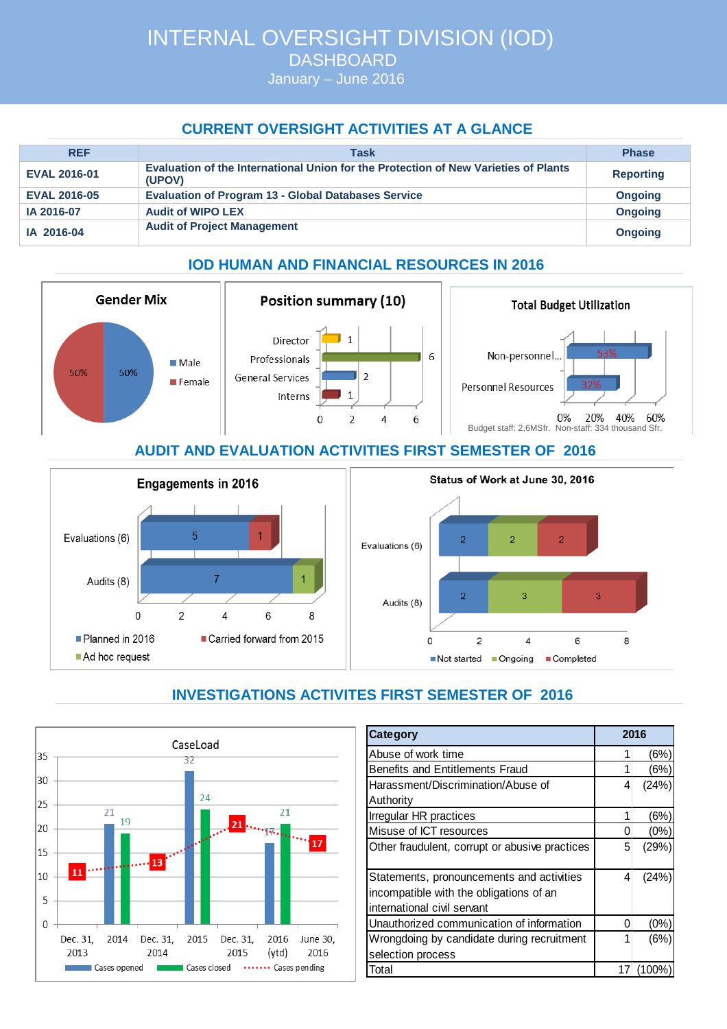# INTERNAL OVERSIGHT DIVISION (IOD)

## DASHBOARD

January – June 2016

## CURRENT OVERSIGHT ACTIVITIES AT A GLANCE

| REF | Task | Phase |
|---|---|---|
| **EVAL 2016-01** | **Evaluation of the International Union for the Protection of New Varieties of Plants (UPOV)** | **Reporting** |
| **EVAL 2016-05** | **Evaluation of Program 13 - Global Databases Service** | **Ongoing** |
| **IA 2016-07** | **Audit of WIPO LEX** | **Ongoing** |
| **IA 2016-04** | **Audit of Project Management** | **Ongoing** |

## IOD HUMAN AND FINANCIAL RESOURCES IN 2016

**Gender Mix**

- Male: 50%
- Female: 50%

**Position summary (10)**

- Director: 1
- Professionals: 6
- General Services: 2
- Interns: 1

**Total Budget Utilization**

- Non-personnel...: 53%
- Personnel Resources: 32%

Budget staff: 2,6MSfr. Non-staff: 334 thousand Sfr.

## AUDIT AND EVALUATION ACTIVITIES FIRST SEMESTER OF 2016

**Engagements in 2016**

| | Planned in 2016 | Carried forward from 2015 | Ad hoc request |
|---|---|---|---|
| Evaluations (6) | 5 | 1 | |
| Audits (8) | 7 | | 1 |

**Status of Work at June 30, 2016**

| | Not started | Ongoing | Completed |
|---|---|---|---|
| Evaluations (6) | 2 | 2 | 2 |
| Audits (8) | 2 | 3 | 3 |

## INVESTIGATIONS ACTIVITES FIRST SEMESTER OF 2016

**CaseLoad**

| | Dec. 31, 2013 | 2014 | Dec. 31, 2014 | 2015 | Dec. 31, 2015 | 2016 (ytd) | June 30, 2016 |
|---|---|---|---|---|---|---|---|
| Cases opened | | 21 | | 32 | | 17 | |
| Cases closed | | 19 | | 24 | | 21 | |
| Cases pending | 11 | | 13 | | 21 | | 17 |

| Category | 2016 | |
|---|---|---|
| Abuse of work time | 1 | (6%) |
| Benefits and Entitlements Fraud | 1 | (6%) |
| Harassment/Discrimination/Abuse of Authority | 4 | (24%) |
| Irregular HR practices | 1 | (6%) |
| Misuse of ICT resources | 0 | (0%) |
| Other fraudulent, corrupt or abusive practices | 5 | (29%) |
| Statements, pronouncements and activities incompatible with the obligations of an international civil servant | 4 | (24%) |
| Unauthorized communication of information | 0 | (0%) |
| Wrongdoing by candidate during recruitment selection process | 1 | (6%) |
| Total | 17 | (100%) |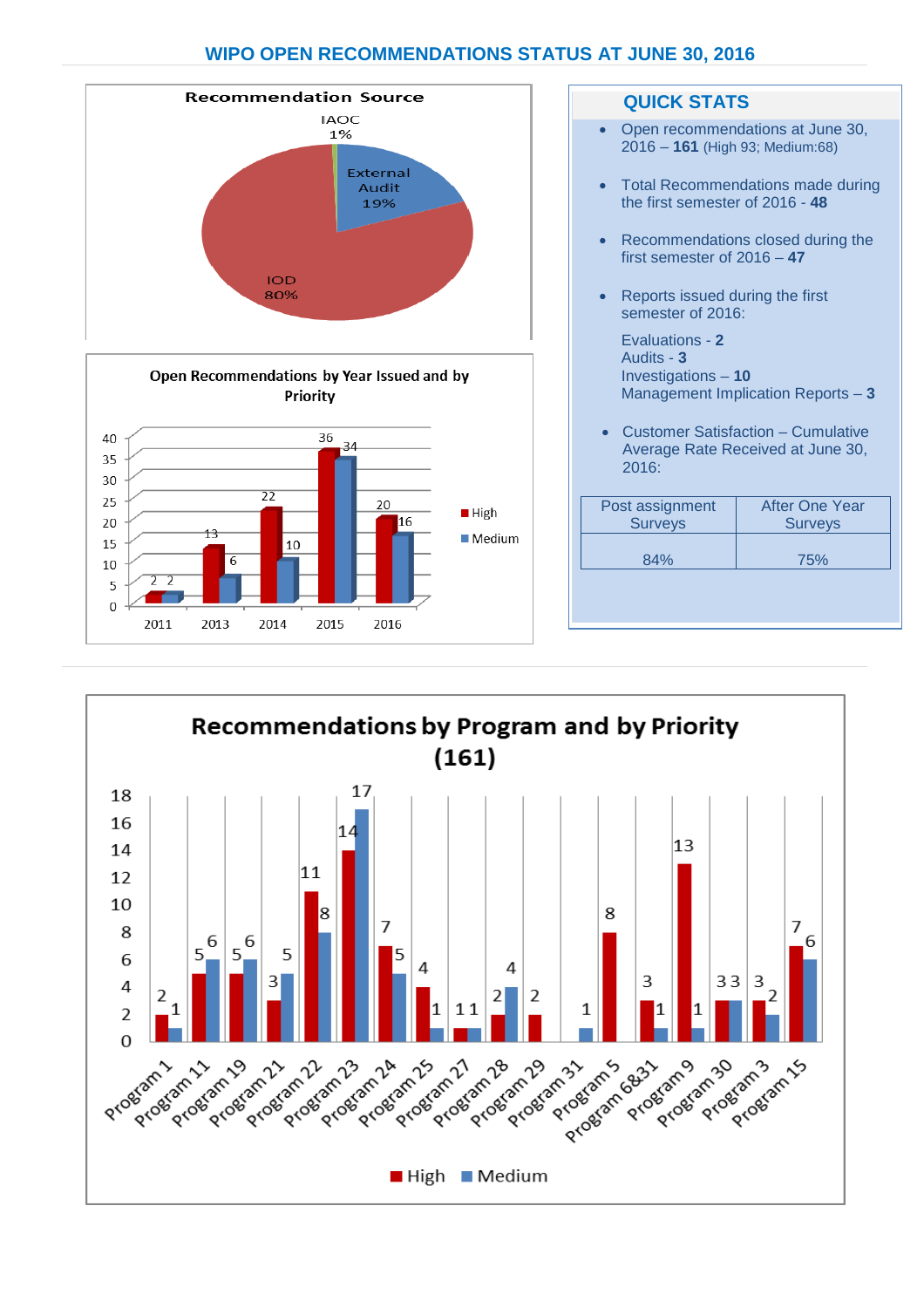# WIPO OPEN RECOMMENDATIONS STATUS AT JUNE 30, 2016

Recommendation Source

IAOC 1%

External Audit 19%

IOD 80%

Open Recommendations by Year Issued and by Priority

40
35
30
25
20
15
10
5
0

2 2
13 6
22 10
36 34
20 16

2011 2013 2014 2015 2016

High
Medium

## QUICK STATS

- Open recommendations at June 30, 2016 – **161** (High 93; Medium:68)
- Total Recommendations made during the first semester of 2016 - **48**
- Recommendations closed during the first semester of 2016 – **47**
- Reports issued during the first semester of 2016:

  Evaluations - **2**
  Audits - **3**
  Investigations – **10**
  Management Implication Reports – **3**

- Customer Satisfaction – Cumulative Average Rate Received at June 30, 2016:

| Post assignment Surveys | After One Year Surveys |
|---|---|
| 84% | 75% |

Recommendations by Program and by Priority (161)

18
16
14
12
10
8
6
4
2
0

2 1
5 6
5 6
3 5
11 8
14 17
7 5
4 1
1 1
2 4
2
1
8
3 1
13 1
3 3
3 2
7 6

Program 1, Program 11, Program 19, Program 21, Program 22, Program 23, Program 24, Program 25, Program 27, Program 28, Program 29, Program 31, Program 5, Program 6&31, Program 9, Program 30, Program 3, Program 15

High
Medium